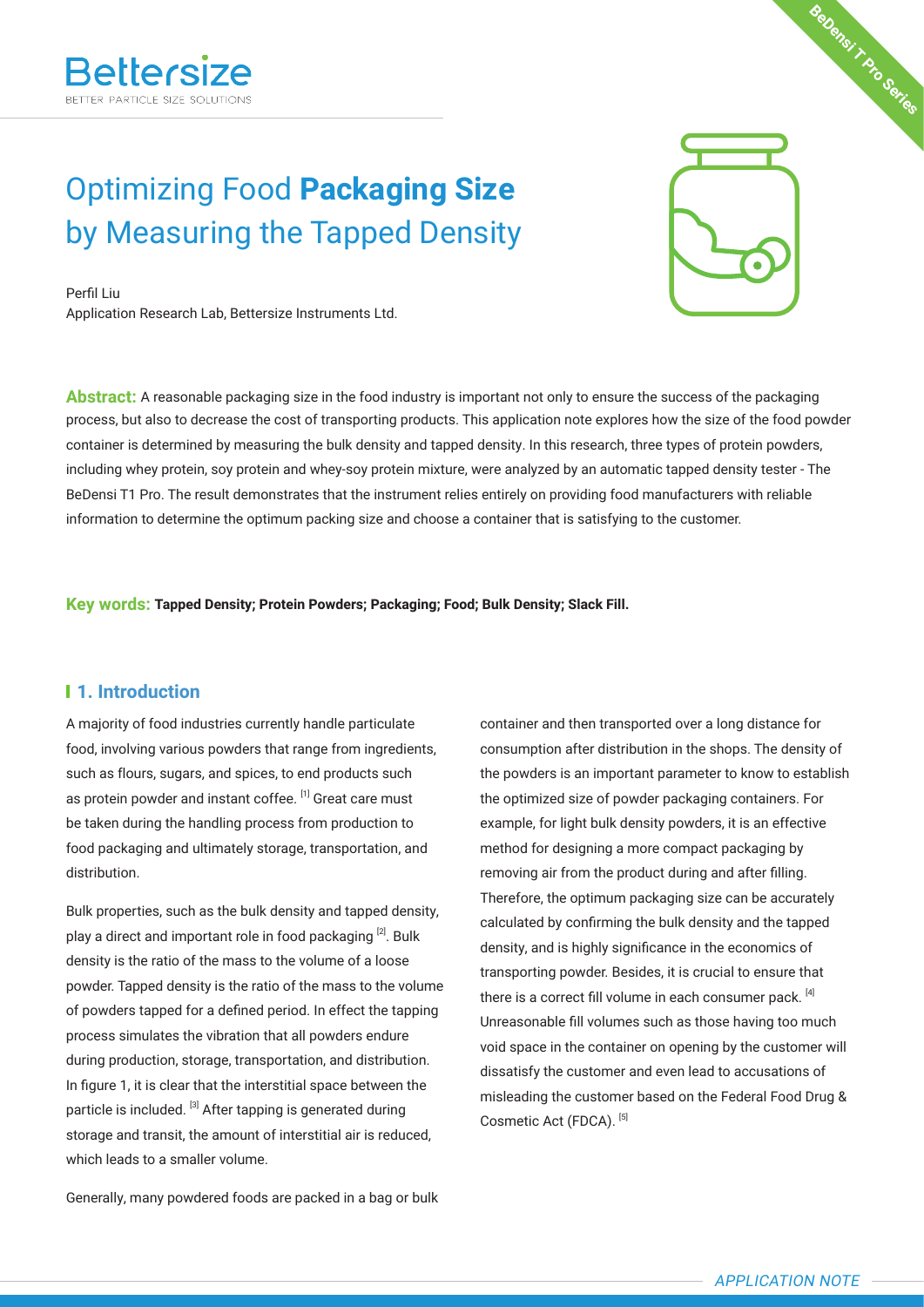# Optimizing Food **Packaging Size** by Measuring the Tapped Density

Perfil Liu
Application Research Lab, Bettersize Instruments Ltd.

**Abstract:** A reasonable packaging size in the food industry is important not only to ensure the success of the packaging process, but also to decrease the cost of transporting products. This application note explores how the size of the food powder container is determined by measuring the bulk density and tapped density. In this research, three types of protein powders, including whey protein, soy protein and whey-soy protein mixture, were analyzed by an automatic tapped density tester - The BeDensi T1 Pro. The result demonstrates that the instrument relies entirely on providing food manufacturers with reliable information to determine the optimum packing size and choose a container that is satisfying to the customer.

**Key words: Tapped Density; Protein Powders; Packaging; Food; Bulk Density; Slack Fill.**

## 1. Introduction

A majority of food industries currently handle particulate food, involving various powders that range from ingredients, such as flours, sugars, and spices, to end products such as protein powder and instant coffee. [1] Great care must be taken during the handling process from production to food packaging and ultimately storage, transportation, and distribution.

Bulk properties, such as the bulk density and tapped density, play a direct and important role in food packaging [2]. Bulk density is the ratio of the mass to the volume of a loose powder. Tapped density is the ratio of the mass to the volume of powders tapped for a defined period. In effect the tapping process simulates the vibration that all powders endure during production, storage, transportation, and distribution. In figure 1, it is clear that the interstitial space between the particle is included. [3] After tapping is generated during storage and transit, the amount of interstitial air is reduced, which leads to a smaller volume.

Generally, many powdered foods are packed in a bag or bulk container and then transported over a long distance for consumption after distribution in the shops. The density of the powders is an important parameter to know to establish the optimized size of powder packaging containers. For example, for light bulk density powders, it is an effective method for designing a more compact packaging by removing air from the product during and after filling. Therefore, the optimum packaging size can be accurately calculated by confirming the bulk density and the tapped density, and is highly significance in the economics of transporting powder. Besides, it is crucial to ensure that there is a correct fill volume in each consumer pack. [4] Unreasonable fill volumes such as those having too much void space in the container on opening by the customer will dissatisfy the customer and even lead to accusations of misleading the customer based on the Federal Food Drug & Cosmetic Act (FDCA). [5]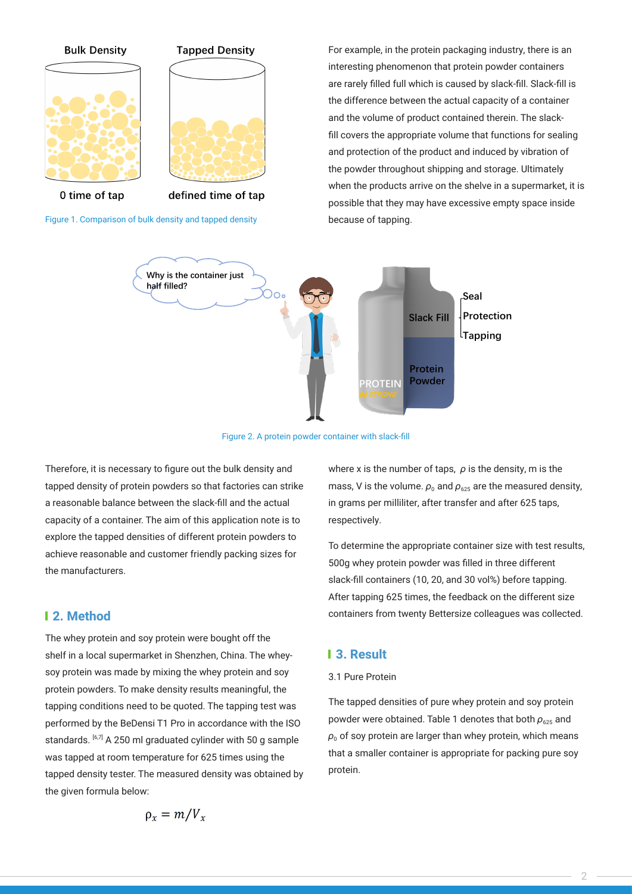Figure 1. Comparison of bulk density and tapped density

For example, in the protein packaging industry, there is an interesting phenomenon that protein powder containers are rarely filled full which is caused by slack-fill. Slack-fill is the difference between the actual capacity of a container and the volume of product contained therein. The slack-fill covers the appropriate volume that functions for sealing and protection of the product and induced by vibration of the powder throughout shipping and storage. Ultimately when the products arrive on the shelve in a supermarket, it is possible that they may have excessive empty space inside because of tapping.

Figure 2. A protein powder container with slack-fill

Therefore, it is necessary to figure out the bulk density and tapped density of protein powders so that factories can strike a reasonable balance between the slack-fill and the actual capacity of a container. The aim of this application note is to explore the tapped densities of different protein powders to achieve reasonable and customer friendly packing sizes for the manufacturers.

## 2. Method

The whey protein and soy protein were bought off the shelf in a local supermarket in Shenzhen, China. The whey-soy protein was made by mixing the whey protein and soy protein powders. To make density results meaningful, the tapping conditions need to be quoted. The tapping test was performed by the BeDensi T1 Pro in accordance with the ISO standards. [6,7] A 250 ml graduated cylinder with 50 g sample was tapped at room temperature for 625 times using the tapped density tester. The measured density was obtained by the given formula below:

$$\rho_x = m/V_x$$

where x is the number of taps, $\rho$ is the density, m is the mass, V is the volume. $\rho_0$ and $\rho_{625}$ are the measured density, in grams per milliliter, after transfer and after 625 taps, respectively.

To determine the appropriate container size with test results, 500g whey protein powder was filled in three different slack-fill containers (10, 20, and 30 vol%) before tapping. After tapping 625 times, the feedback on the different size containers from twenty Bettersize colleagues was collected.

## 3. Result

3.1 Pure Protein

The tapped densities of pure whey protein and soy protein powder were obtained. Table 1 denotes that both $\rho_{625}$ and $\rho_0$ of soy protein are larger than whey protein, which means that a smaller container is appropriate for packing pure soy protein.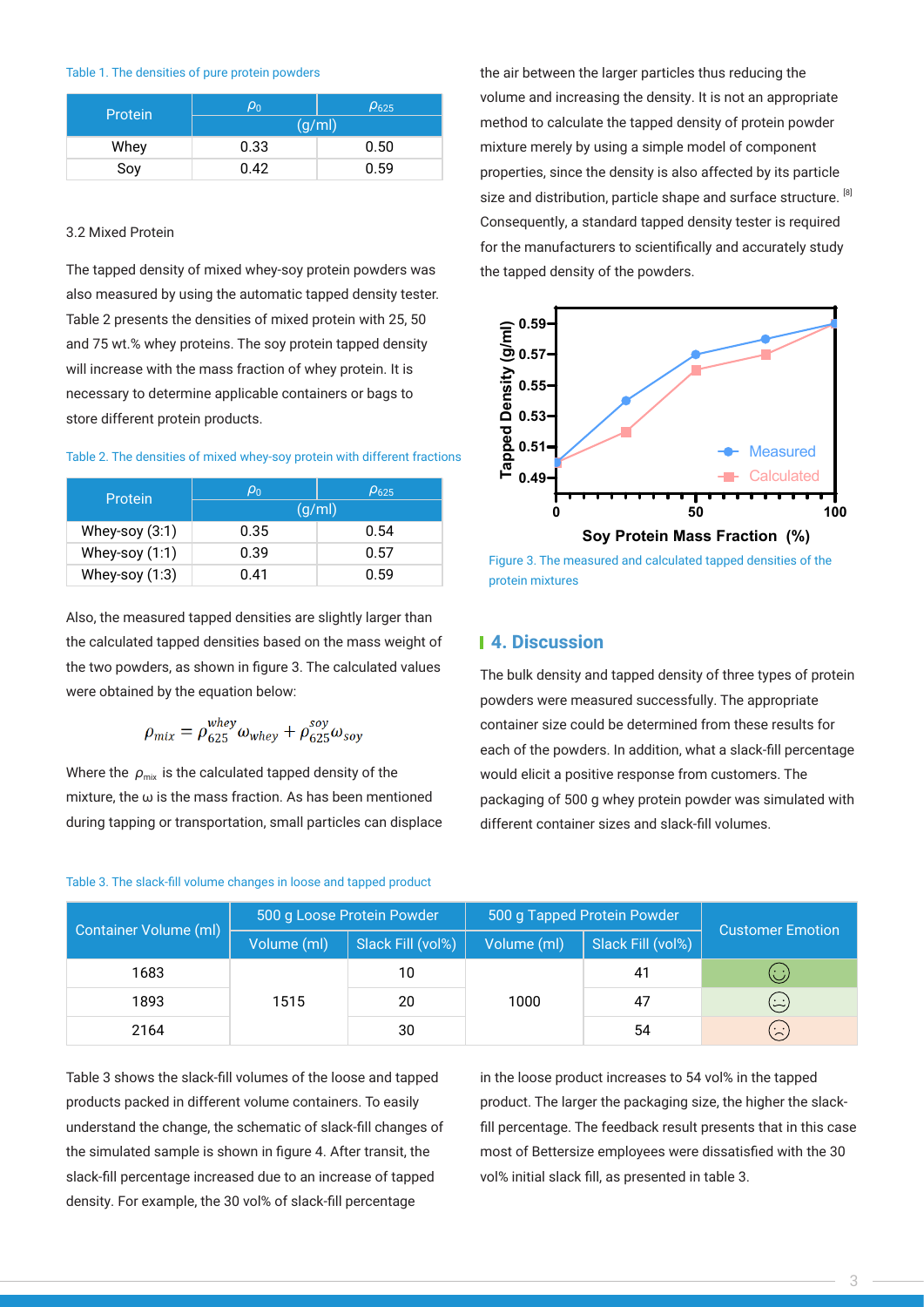Table 1. The densities of pure protein powders

| Protein | $\rho_0$ | $\rho_{625}$ |
|---|---|---|
| | (g/ml) | |
| Whey | 0.33 | 0.50 |
| Soy | 0.42 | 0.59 |

3.2 Mixed Protein

The tapped density of mixed whey-soy protein powders was also measured by using the automatic tapped density tester. Table 2 presents the densities of mixed protein with 25, 50 and 75 wt.% whey proteins. The soy protein tapped density will increase with the mass fraction of whey protein. It is necessary to determine applicable containers or bags to store different protein products.

Table 2. The densities of mixed whey-soy protein with different fractions

| Protein | $\rho_0$ | $\rho_{625}$ |
|---|---|---|
| | (g/ml) | |
| Whey-soy (3:1) | 0.35 | 0.54 |
| Whey-soy (1:1) | 0.39 | 0.57 |
| Whey-soy (1:3) | 0.41 | 0.59 |

Also, the measured tapped densities are slightly larger than the calculated tapped densities based on the mass weight of the two powders, as shown in figure 3. The calculated values were obtained by the equation below:

$$\rho_{mix} = \rho_{625}^{whey}\omega_{whey} + \rho_{625}^{soy}\omega_{soy}$$

Where the $\rho_{mix}$ is the calculated tapped density of the mixture, the ω is the mass fraction. As has been mentioned during tapping or transportation, small particles can displace the air between the larger particles thus reducing the volume and increasing the density. It is not an appropriate method to calculate the tapped density of protein powder mixture merely by using a simple model of component properties, since the density is also affected by its particle size and distribution, particle shape and surface structure. [8] Consequently, a standard tapped density tester is required for the manufacturers to scientifically and accurately study the tapped density of the powders.

Figure 3. The measured and calculated tapped densities of the protein mixtures

## 4. Discussion

The bulk density and tapped density of three types of protein powders were measured successfully. The appropriate container size could be determined from these results for each of the powders. In addition, what a slack-fill percentage would elicit a positive response from customers. The packaging of 500 g whey protein powder was simulated with different container sizes and slack-fill volumes.

Table 3. The slack-fill volume changes in loose and tapped product

| Container Volume (ml) | 500 g Loose Protein Powder | | 500 g Tapped Protein Powder | | Customer Emotion |
|---|---|---|---|---|---|
| | Volume (ml) | Slack Fill (vol%) | Volume (ml) | Slack Fill (vol%) | |
| 1683 | 1515 | 10 | 1000 | 41 | ☺ |
| 1893 | | 20 | | 47 | 😐 |
| 2164 | | 30 | | 54 | ☹ |

Table 3 shows the slack-fill volumes of the loose and tapped products packed in different volume containers. To easily understand the change, the schematic of slack-fill changes of the simulated sample is shown in figure 4. After transit, the slack-fill percentage increased due to an increase of tapped density. For example, the 30 vol% of slack-fill percentage in the loose product increases to 54 vol% in the tapped product. The larger the packaging size, the higher the slack-fill percentage. The feedback result presents that in this case most of Bettersize employees were dissatisfied with the 30 vol% initial slack fill, as presented in table 3.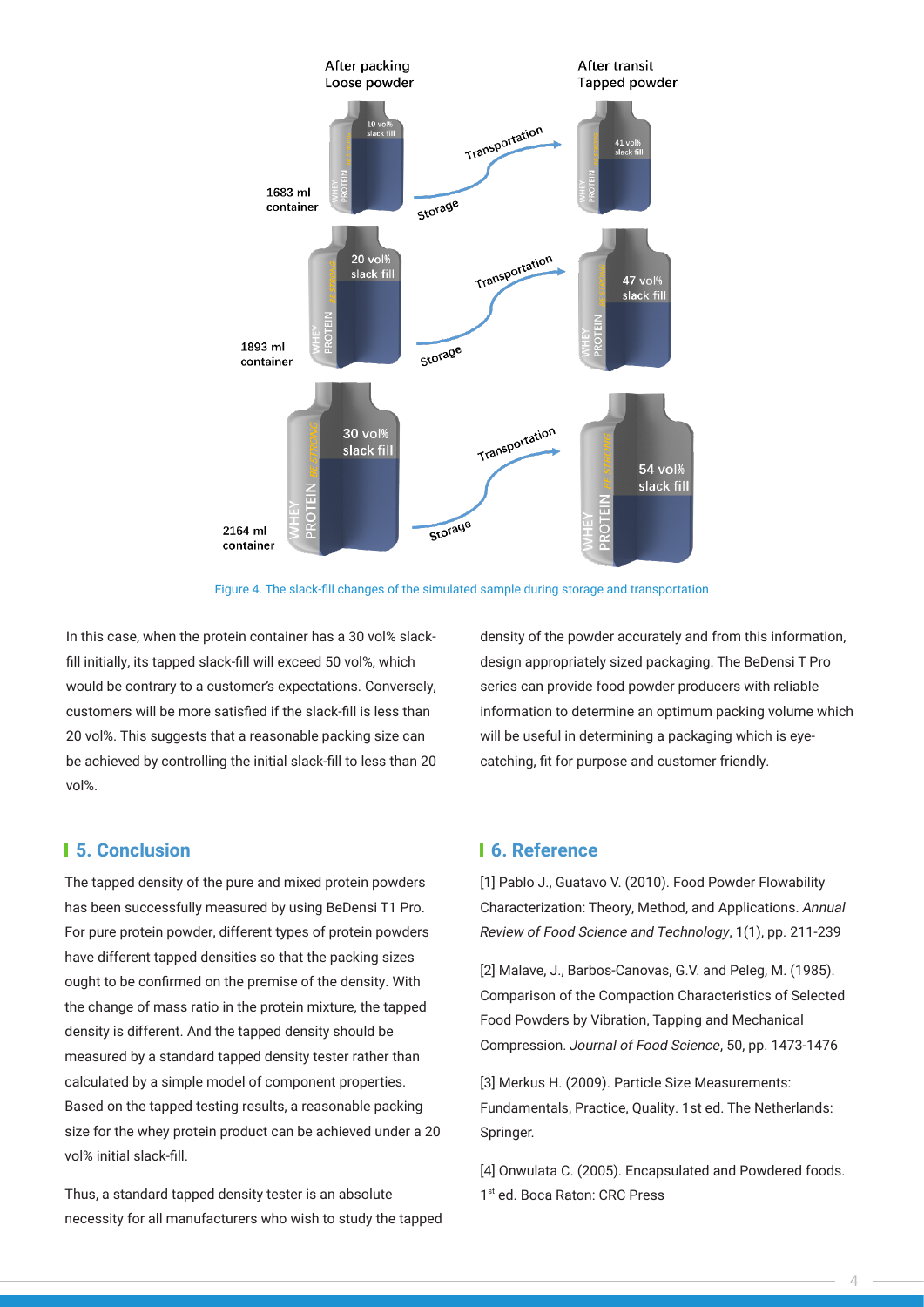Figure 4. The slack-fill changes of the simulated sample during storage and transportation

In this case, when the protein container has a 30 vol% slack-fill initially, its tapped slack-fill will exceed 50 vol%, which would be contrary to a customer's expectations. Conversely, customers will be more satisfied if the slack-fill is less than 20 vol%. This suggests that a reasonable packing size can be achieved by controlling the initial slack-fill to less than 20 vol%.

## 5. Conclusion

The tapped density of the pure and mixed protein powders has been successfully measured by using BeDensi T1 Pro. For pure protein powder, different types of protein powders have different tapped densities so that the packing sizes ought to be confirmed on the premise of the density. With the change of mass ratio in the protein mixture, the tapped density is different. And the tapped density should be measured by a standard tapped density tester rather than calculated by a simple model of component properties. Based on the tapped testing results, a reasonable packing size for the whey protein product can be achieved under a 20 vol% initial slack-fill.

Thus, a standard tapped density tester is an absolute necessity for all manufacturers who wish to study the tapped density of the powder accurately and from this information, design appropriately sized packaging. The BeDensi T Pro series can provide food powder producers with reliable information to determine an optimum packing volume which will be useful in determining a packaging which is eye-catching, fit for purpose and customer friendly.

## 6. Reference

[1] Pablo J., Guatavo V. (2010). Food Powder Flowability Characterization: Theory, Method, and Applications. *Annual Review of Food Science and Technology*, 1(1), pp. 211-239

[2] Malave, J., Barbos-Canovas, G.V. and Peleg, M. (1985). Comparison of the Compaction Characteristics of Selected Food Powders by Vibration, Tapping and Mechanical Compression. *Journal of Food Science*, 50, pp. 1473-1476

[3] Merkus H. (2009). Particle Size Measurements: Fundamentals, Practice, Quality. 1st ed. The Netherlands: Springer.

[4] Onwulata C. (2005). Encapsulated and Powdered foods. 1st ed. Boca Raton: CRC Press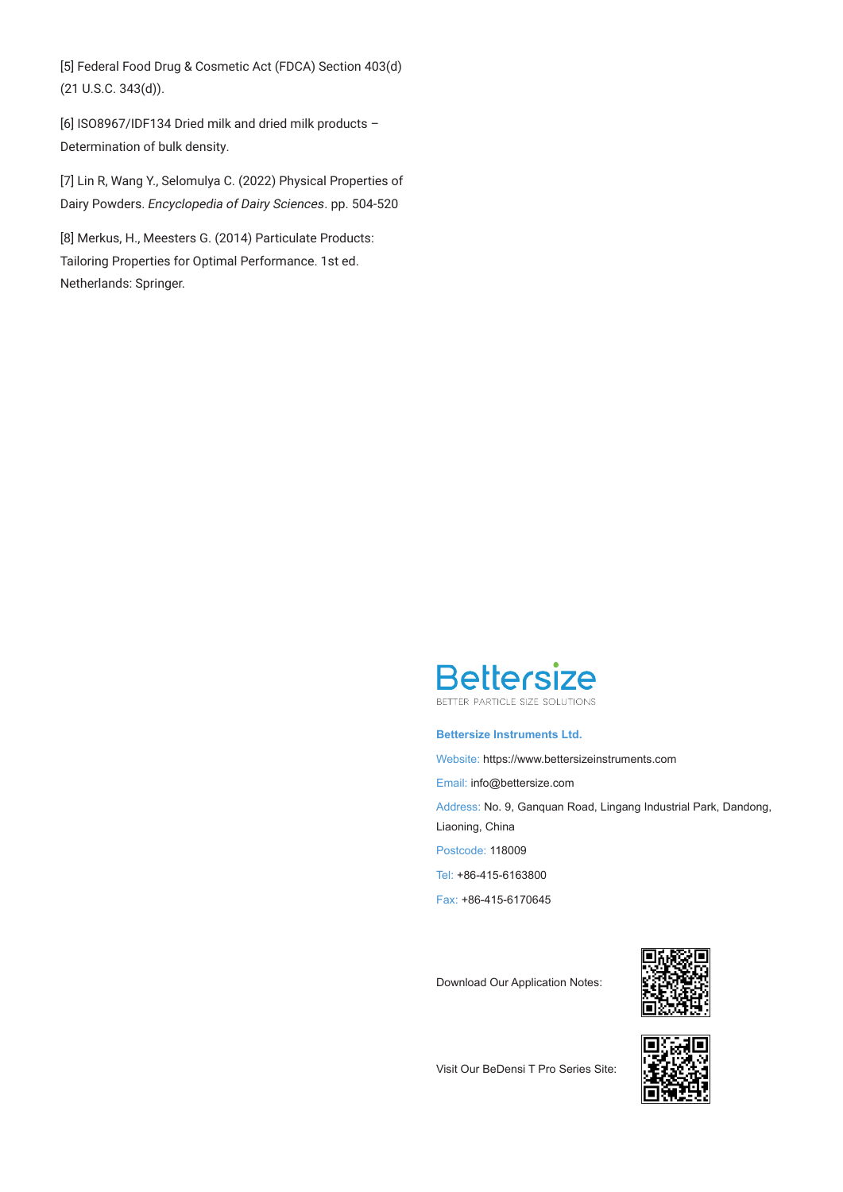[5] Federal Food Drug & Cosmetic Act (FDCA) Section 403(d) (21 U.S.C. 343(d)).

[6] ISO8967/IDF134 Dried milk and dried milk products – Determination of bulk density.

[7] Lin R, Wang Y., Selomulya C. (2022) Physical Properties of Dairy Powders. *Encyclopedia of Dairy Sciences*. pp. 504-520

[8] Merkus, H., Meesters G. (2014) Particulate Products: Tailoring Properties for Optimal Performance. 1st ed. Netherlands: Springer.

Bettersize

BETTER PARTICLE SIZE SOLUTIONS

**Bettersize Instruments Ltd.**

Website: https://www.bettersizeinstruments.com

Email: info@bettersize.com

Address: No. 9, Ganquan Road, Lingang Industrial Park, Dandong, Liaoning, China

Postcode: 118009

Tel: +86-415-6163800

Fax: +86-415-6170645

Download Our Application Notes:

Visit Our BeDensi T Pro Series Site: